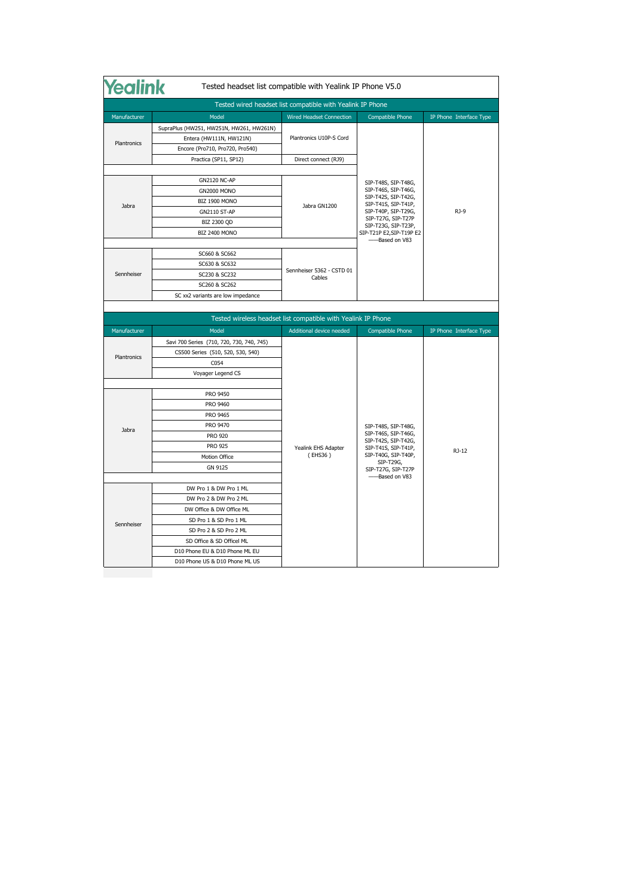# Yealink Tested headset list compatible with Yealink IP Phone V5.0

## Tested wired headset list compatible with Yealink IP Phone

| Manufacturer | Model | Wired Headset Connection | Compatible Phone | IP Phone Interface Type |
|---|---|---|---|---|
| Plantronics | SupraPlus (HW251, HW251N, HW261, HW261N) | Plantronics U10P-S Cord | SIP-T48S, SIP-T48G, SIP-T46S, SIP-T46G, SIP-T42S, SIP-T42G, SIP-T41S, SIP-T41P, SIP-T40P, SIP-T29G, SIP-T27G, SIP-T27P SIP-T23G, SIP-T23P, SIP-T21P E2,SIP-T19P E2 ——Based on V83 | RJ-9 |
| | Entera (HW111N, HW121N) | | | |
| | Encore (Pro710, Pro720, Pro540) | | | |
| | Practica (SP11, SP12) | Direct connect (RJ9) | | |
| Jabra | GN2120 NC-AP | Jabra GN1200 | | |
| | GN2000 MONO | | | |
| | BIZ 1900 MONO | | | |
| | GN2110 ST-AP | | | |
| | BIZ 2300 QD | | | |
| | BIZ 2400 MONO | | | |
| Sennheiser | SC660 & SC662 | Sennheiser 5362 - CSTD 01 Cables | | |
| | SC630 & SC632 | | | |
| | SC230 & SC232 | | | |
| | SC260 & SC262 | | | |
| | SC xx2 variants are low impedance | | | |

## Tested wireless headset list compatible with Yealink IP Phone

| Manufacturer | Model | Additional device needed | Compatible Phone | IP Phone Interface Type |
|---|---|---|---|---|
| Plantronics | Savi 700 Series (710, 720, 730, 740, 745) | Yealink EHS Adapter ( EHS36 ) | SIP-T48S, SIP-T48G, SIP-T46S, SIP-T46G, SIP-T42S, SIP-T42G, SIP-T41S, SIP-T41P, SIP-T40G, SIP-T40P, SIP-T29G, SIP-T27G, SIP-T27P ——Based on V83 | RJ-12 |
| | CS500 Series (510, 520, 530, 540) | | | |
| | C054 | | | |
| | Voyager Legend CS | | | |
| Jabra | PRO 9450 | | | |
| | PRO 9460 | | | |
| | PRO 9465 | | | |
| | PRO 9470 | | | |
| | PRO 920 | | | |
| | PRO 925 | | | |
| | Motion Office | | | |
| | GN 9125 | | | |
| Sennheiser | DW Pro 1 & DW Pro 1 ML | | | |
| | DW Pro 2 & DW Pro 2 ML | | | |
| | DW Office & DW Office ML | | | |
| | SD Pro 1 & SD Pro 1 ML | | | |
| | SD Pro 2 & SD Pro 2 ML | | | |
| | SD Office & SD Officel ML | | | |
| | D10 Phone EU & D10 Phone ML EU | | | |
| | D10 Phone US & D10 Phone ML US | | | |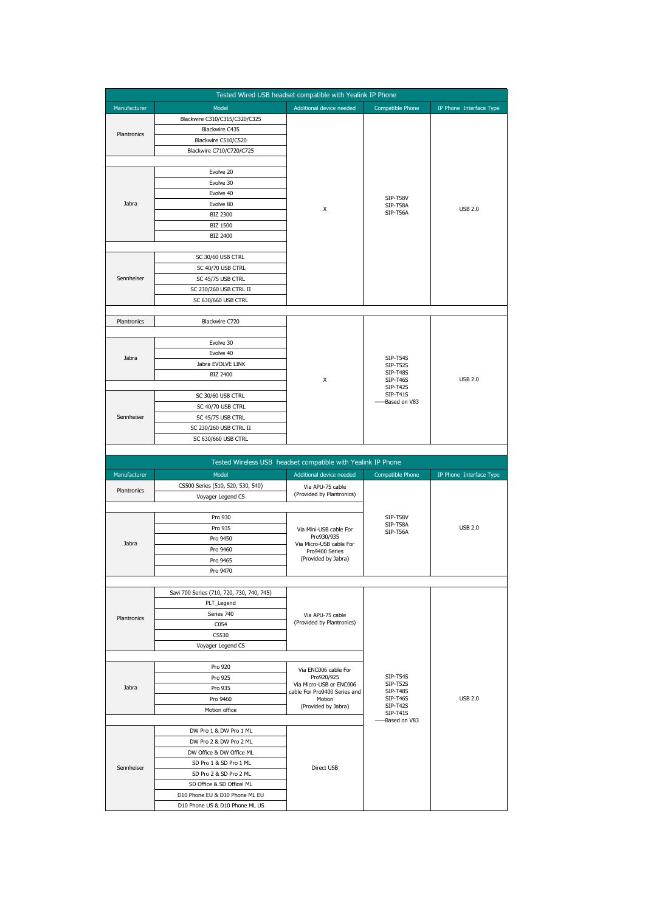**Tested Wired USB headset compatible with Yealink IP Phone**

| Manufacturer | Model | Additional device needed | Compatible Phone | IP Phone Interface Type |
|---|---|---|---|---|
| Plantronics | Blackwire C310/C315/C320/C325 | X | SIP-T58V<br>SIP-T58A<br>SIP-T56A | USB 2.0 |
| | Blackwire C435 | | | |
| | Blackwire C510/C520 | | | |
| | Blackwire C710/C720/C725 | | | |
| Jabra | Evolve 20 | | | |
| | Evolve 30 | | | |
| | Evolve 40 | | | |
| | Evolve 80 | | | |
| | BIZ 2300 | | | |
| | BIZ 1500 | | | |
| | BIZ 2400 | | | |
| Sennheiser | SC 30/60 USB CTRL | | | |
| | SC 40/70 USB CTRL | | | |
| | SC 45/75 USB CTRL | | | |
| | SC 230/260 USB CTRL II | | | |
| | SC 630/660 USB CTRL | | | |
| Plantronics | Blackwire C720 | X | SIP-T54S<br>SIP-T52S<br>SIP-T48S<br>SIP-T46S<br>SIP-T42S<br>SIP-T41S<br>——Based on V83 | USB 2.0 |
| Jabra | Evolve 30 | | | |
| | Evolve 40 | | | |
| | Jabra EVOLVE LINK | | | |
| | BIZ 2400 | | | |
| Sennheiser | SC 30/60 USB CTRL | | | |
| | SC 40/70 USB CTRL | | | |
| | SC 45/75 USB CTRL | | | |
| | SC 230/260 USB CTRL II | | | |
| | SC 630/660 USB CTRL | | | |

**Tested Wireless USB headset compatible with Yealink IP Phone**

| Manufacturer | Model | Additional device needed | Compatible Phone | IP Phone Interface Type |
|---|---|---|---|---|
| Plantronics | CS500 Series (510, 520, 530, 540) | Via APU-75 cable (Provided by Plantronics) | SIP-T58V<br>SIP-T58A<br>SIP-T56A | USB 2.0 |
| | Voyager Legend CS | | | |
| Jabra | Pro 930 | Via Mini-USB cable For Pro930/935<br>Via Micro-USB cable For Pro9400 Series<br>(Provided by Jabra) | | |
| | Pro 935 | | | |
| | Pro 9450 | | | |
| | Pro 9460 | | | |
| | Pro 9465 | | | |
| | Pro 9470 | | | |
| Plantronics | Savi 700 Series (710, 720, 730, 740, 745) | Via APU-75 cable (Provided by Plantronics) | SIP-T54S<br>SIP-T52S<br>SIP-T48S<br>SIP-T46S<br>SIP-T42S<br>SIP-T41S<br>——Based on V83 | USB 2.0 |
| | PLT_Legend | | | |
| | Series 740 | | | |
| | C054 | | | |
| | CS530 | | | |
| | Voyager Legend CS | | | |
| Jabra | Pro 920 | Via ENC006 cable For Pro920/925<br>Via Micro-USB or ENC006 cable For Pro9400 Series and Motion<br>(Provided by Jabra) | | |
| | Pro 925 | | | |
| | Pro 935 | | | |
| | Pro 9460 | | | |
| | Motion office | | | |
| Sennheiser | DW Pro 1 & DW Pro 1 ML | Direct USB | | |
| | DW Pro 2 & DW Pro 2 ML | | | |
| | DW Office & DW Office ML | | | |
| | SD Pro 1 & SD Pro 1 ML | | | |
| | SD Pro 2 & SD Pro 2 ML | | | |
| | SD Office & SD Offical ML | | | |
| | D10 Phone EU & D10 Phone ML EU | | | |
| | D10 Phone US & D10 Phone ML US | | | |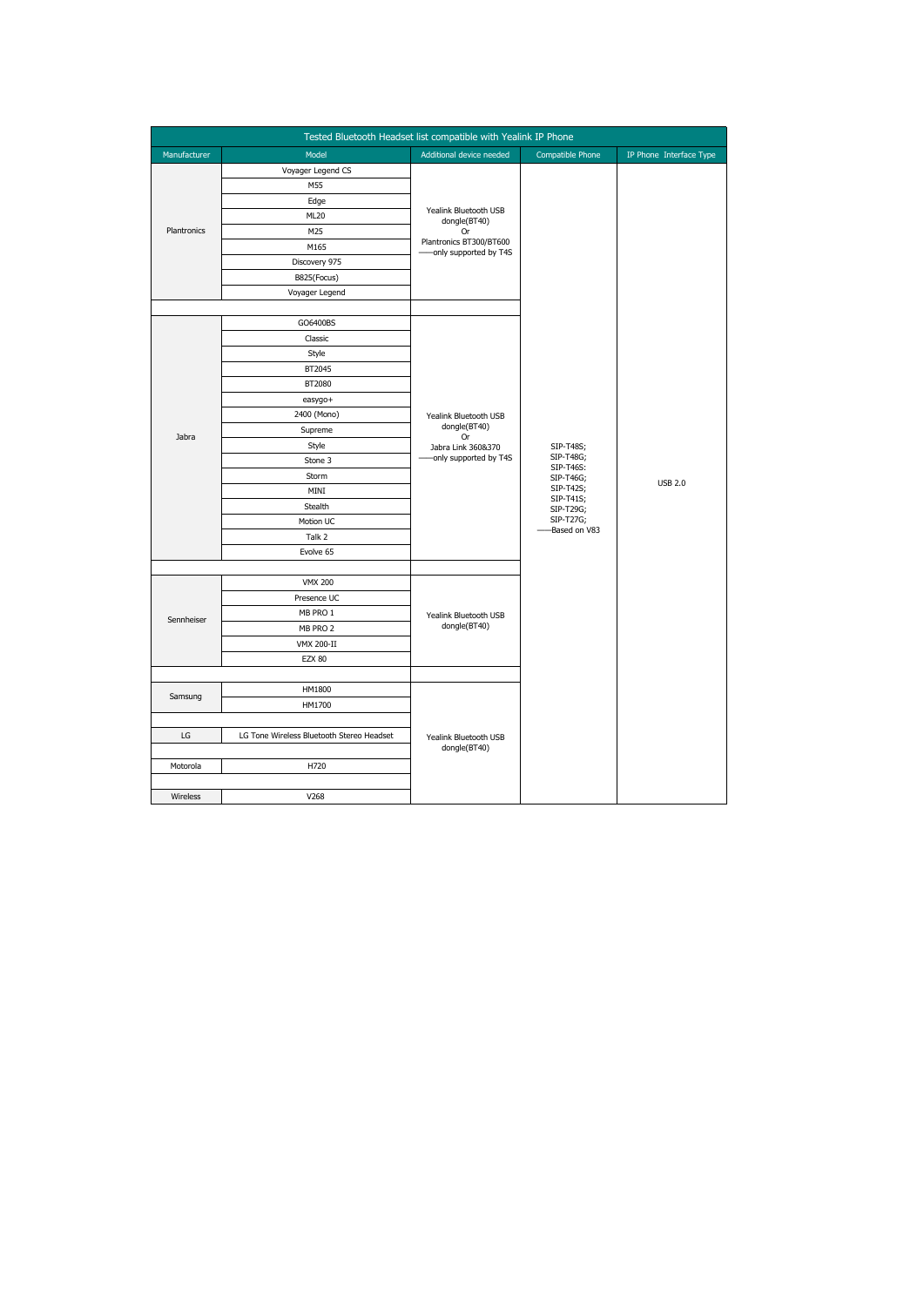| Tested Bluetooth Headset list compatible with Yealink IP Phone | | | | |
|---|---|---|---|---|
| Manufacturer | Model | Additional device needed | Compatible Phone | IP Phone Interface Type |
| Plantronics | Voyager Legend CS | Yealink Bluetooth USB dongle(BT40) Or Plantronics BT300/BT600 ——only supported by T4S | SIP-T48S; SIP-T48G; SIP-T46S; SIP-T46G; SIP-T42S; SIP-T41S; SIP-T29G; SIP-T27G; ——Based on V83 | USB 2.0 |
| | M55 | | | |
| | Edge | | | |
| | ML20 | | | |
| | M25 | | | |
| | M165 | | | |
| | Discovery 975 | | | |
| | B825(Focus) | | | |
| | Voyager Legend | | | |
| | | | | |
| Jabra | GO6400BS | Yealink Bluetooth USB dongle(BT40) Or Jabra Link 360&370 ——only supported by T4S | | |
| | Classic | | | |
| | Style | | | |
| | BT2045 | | | |
| | BT2080 | | | |
| | easygo+ | | | |
| | 2400 (Mono) | | | |
| | Supreme | | | |
| | Style | | | |
| | Stone 3 | | | |
| | Storm | | | |
| | MINI | | | |
| | Stealth | | | |
| | Motion UC | | | |
| | Talk 2 | | | |
| | Evolve 65 | | | |
| | | | | |
| Sennheiser | VMX 200 | Yealink Bluetooth USB dongle(BT40) | | |
| | Presence UC | | | |
| | MB PRO 1 | | | |
| | MB PRO 2 | | | |
| | VMX 200-II | | | |
| | EZX 80 | | | |
| | | | | |
| Samsung | HM1800 | Yealink Bluetooth USB dongle(BT40) | | |
| | HM1700 | | | |
| | | | | |
| LG | LG Tone Wireless Bluetooth Stereo Headset | | | |
| | | | | |
| Motorola | H720 | | | |
| | | | | |
| Wireless | V268 | | | |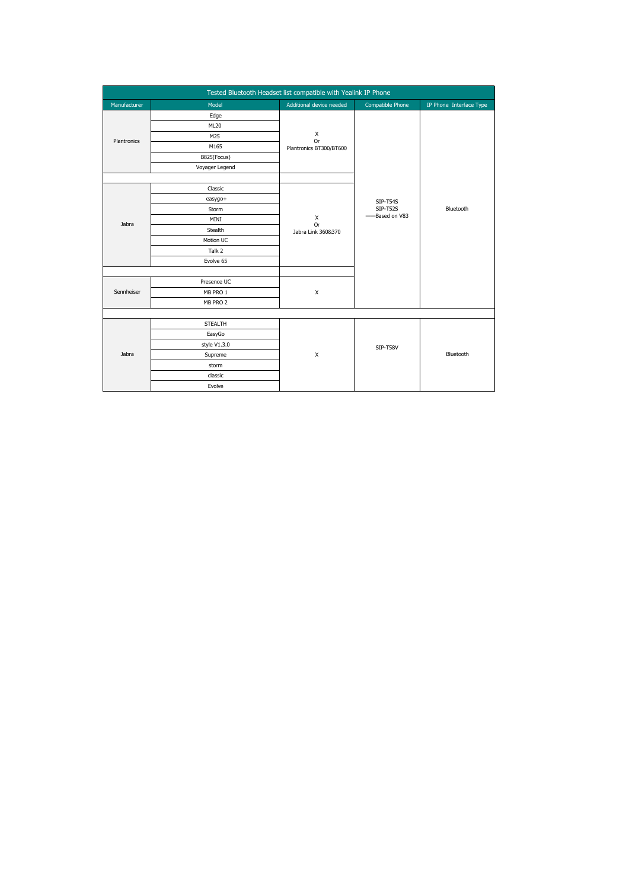| Tested Bluetooth Headset list compatible with Yealink IP Phone | | | | |
|---|---|---|---|---|
| Manufacturer | Model | Additional device needed | Compatible Phone | IP Phone Interface Type |
| Plantronics | Edge | X Or Plantronics BT300/BT600 | SIP-T54S SIP-T52S ——Based on V83 | Bluetooth |
| | ML20 | | | |
| | M25 | | | |
| | M165 | | | |
| | B825(Focus) | | | |
| | Voyager Legend | | | |
| | | | | |
| Jabra | Classic | X Or Jabra Link 360&370 | | |
| | easygo+ | | | |
| | Storm | | | |
| | MINI | | | |
| | Stealth | | | |
| | Motion UC | | | |
| | Talk 2 | | | |
| | Evolve 65 | | | |
| | | | | |
| Sennheiser | Presence UC | X | | |
| | MB PRO 1 | | | |
| | MB PRO 2 | | | |
| | | | | |
| Jabra | STEALTH | X | SIP-T58V | Bluetooth |
| | EasyGo | | | |
| | style V1.3.0 | | | |
| | Supreme | | | |
| | storm | | | |
| | classic | | | |
| | Evolve | | | |